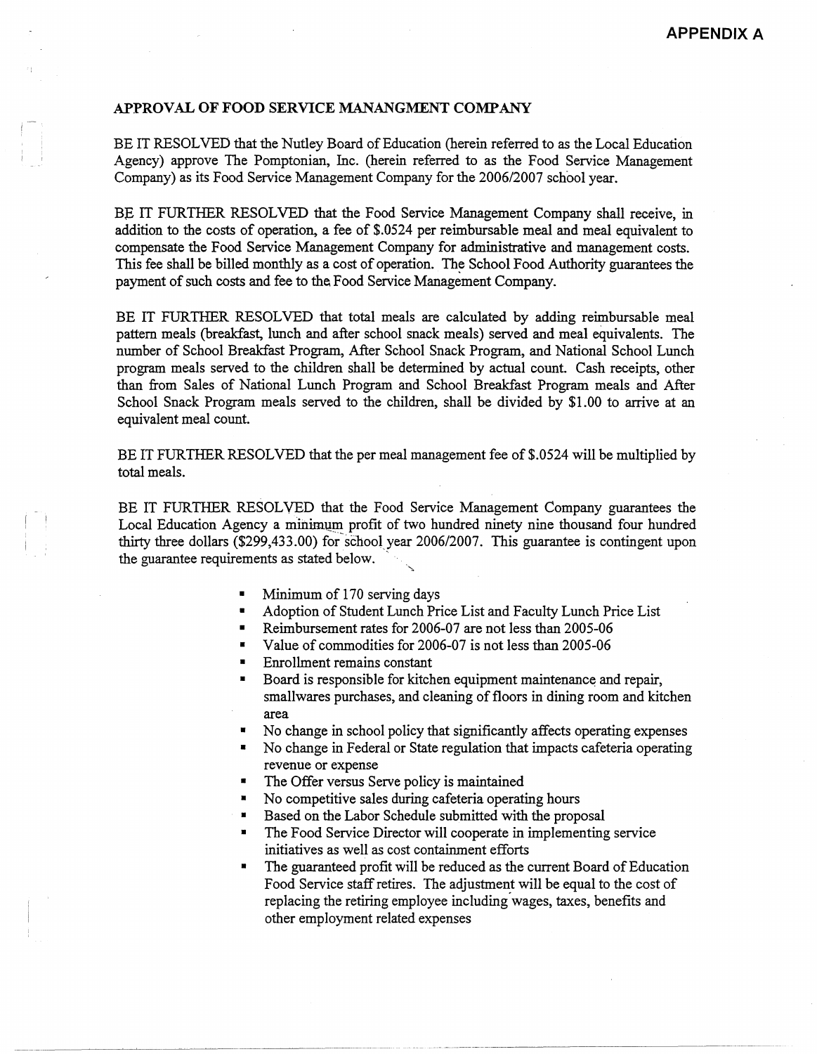**APPENDIX A**

**APPROVAL OF FOOD SERVICE MANANGMENT COMPANY**

BE IT RESOLVED that the Nutley Board of Education (herein referred to as the Local Education Agency) approve The Pomptonian, Inc. (herein referred to as the Food Service Management Company) as its Food Service Management Company for the 2006/2007 school year.

BE IT FURTHER RESOLVED that the Food Service Management Company shall receive, in addition to the costs of operation, a fee of $.0524 per reimbursable meal and meal equivalent to compensate the Food Service Management Company for administrative and management costs. This fee shall be billed monthly as a cost of operation. The School Food Authority guarantees the payment of such costs and fee to the Food Service Management Company.

BE IT FURTHER RESOLVED that total meals are calculated by adding reimbursable meal pattern meals (breakfast, lunch and after school snack meals) served and meal equivalents. The number of School Breakfast Program, After School Snack Program, and National School Lunch program meals served to the children shall be determined by actual count. Cash receipts, other than from Sales of National Lunch Program and School Breakfast Program meals and After School Snack Program meals served to the children, shall be divided by $1.00 to arrive at an equivalent meal count.

BE IT FURTHER RESOLVED that the per meal management fee of $.0524 will be multiplied by total meals.

BE IT FURTHER RESOLVED that the Food Service Management Company guarantees the Local Education Agency a minimum profit of two hundred ninety nine thousand four hundred thirty three dollars ($299,433.00) for school year 2006/2007. This guarantee is contingent upon the guarantee requirements as stated below.

- Minimum of 170 serving days
- Adoption of Student Lunch Price List and Faculty Lunch Price List
- Reimbursement rates for 2006-07 are not less than 2005-06
- Value of commodities for 2006-07 is not less than 2005-06
- Enrollment remains constant
- Board is responsible for kitchen equipment maintenance and repair, smallwares purchases, and cleaning of floors in dining room and kitchen area
- No change in school policy that significantly affects operating expenses
- No change in Federal or State regulation that impacts cafeteria operating revenue or expense
- The Offer versus Serve policy is maintained
- No competitive sales during cafeteria operating hours
- Based on the Labor Schedule submitted with the proposal
- The Food Service Director will cooperate in implementing service initiatives as well as cost containment efforts
- The guaranteed profit will be reduced as the current Board of Education Food Service staff retires. The adjustment will be equal to the cost of replacing the retiring employee including wages, taxes, benefits and other employment related expenses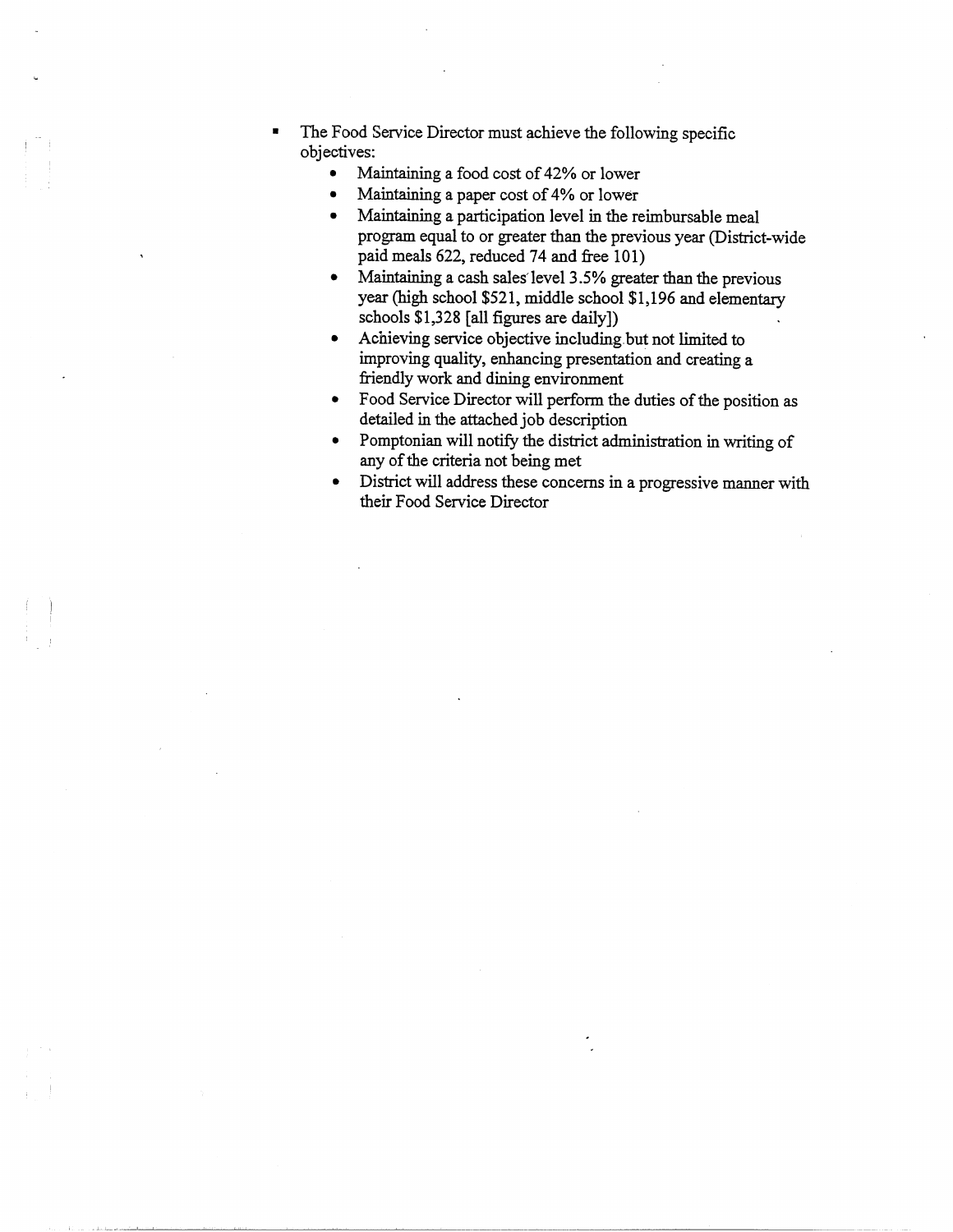- The Food Service Director must achieve the following specific objectives:
  - Maintaining a food cost of 42% or lower
  - Maintaining a paper cost of 4% or lower
  - Maintaining a participation level in the reimbursable meal program equal to or greater than the previous year (District-wide paid meals 622, reduced 74 and free 101)
  - Maintaining a cash sales level 3.5% greater than the previous year (high school $521, middle school $1,196 and elementary schools $1,328 [all figures are daily])
  - Achieving service objective including but not limited to improving quality, enhancing presentation and creating a friendly work and dining environment
  - Food Service Director will perform the duties of the position as detailed in the attached job description
  - Pomptonian will notify the district administration in writing of any of the criteria not being met
  - District will address these concerns in a progressive manner with their Food Service Director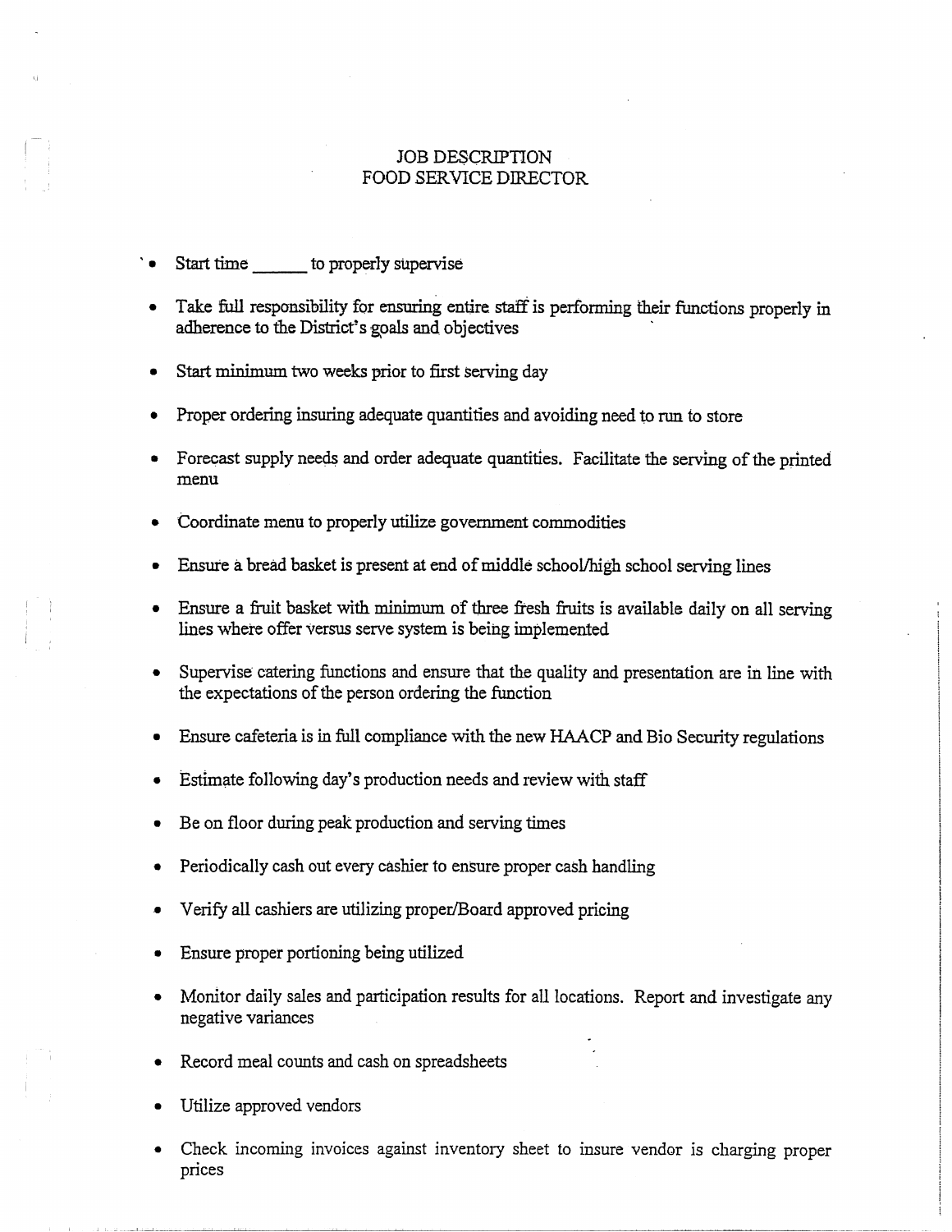# JOB DESCRIPTION
# FOOD SERVICE DIRECTOR

- Start time ______ to properly supervise
- Take full responsibility for ensuring entire staff is performing their functions properly in adherence to the District's goals and objectives
- Start minimum two weeks prior to first serving day
- Proper ordering insuring adequate quantities and avoiding need to run to store
- Forecast supply needs and order adequate quantities. Facilitate the serving of the printed menu
- Coordinate menu to properly utilize government commodities
- Ensure a bread basket is present at end of middle school/high school serving lines
- Ensure a fruit basket with minimum of three fresh fruits is available daily on all serving lines where offer versus serve system is being implemented
- Supervise catering functions and ensure that the quality and presentation are in line with the expectations of the person ordering the function
- Ensure cafeteria is in full compliance with the new HAACP and Bio Security regulations
- Estimate following day's production needs and review with staff
- Be on floor during peak production and serving times
- Periodically cash out every cashier to ensure proper cash handling
- Verify all cashiers are utilizing proper/Board approved pricing
- Ensure proper portioning being utilized
- Monitor daily sales and participation results for all locations. Report and investigate any negative variances
- Record meal counts and cash on spreadsheets
- Utilize approved vendors
- Check incoming invoices against inventory sheet to insure vendor is charging proper prices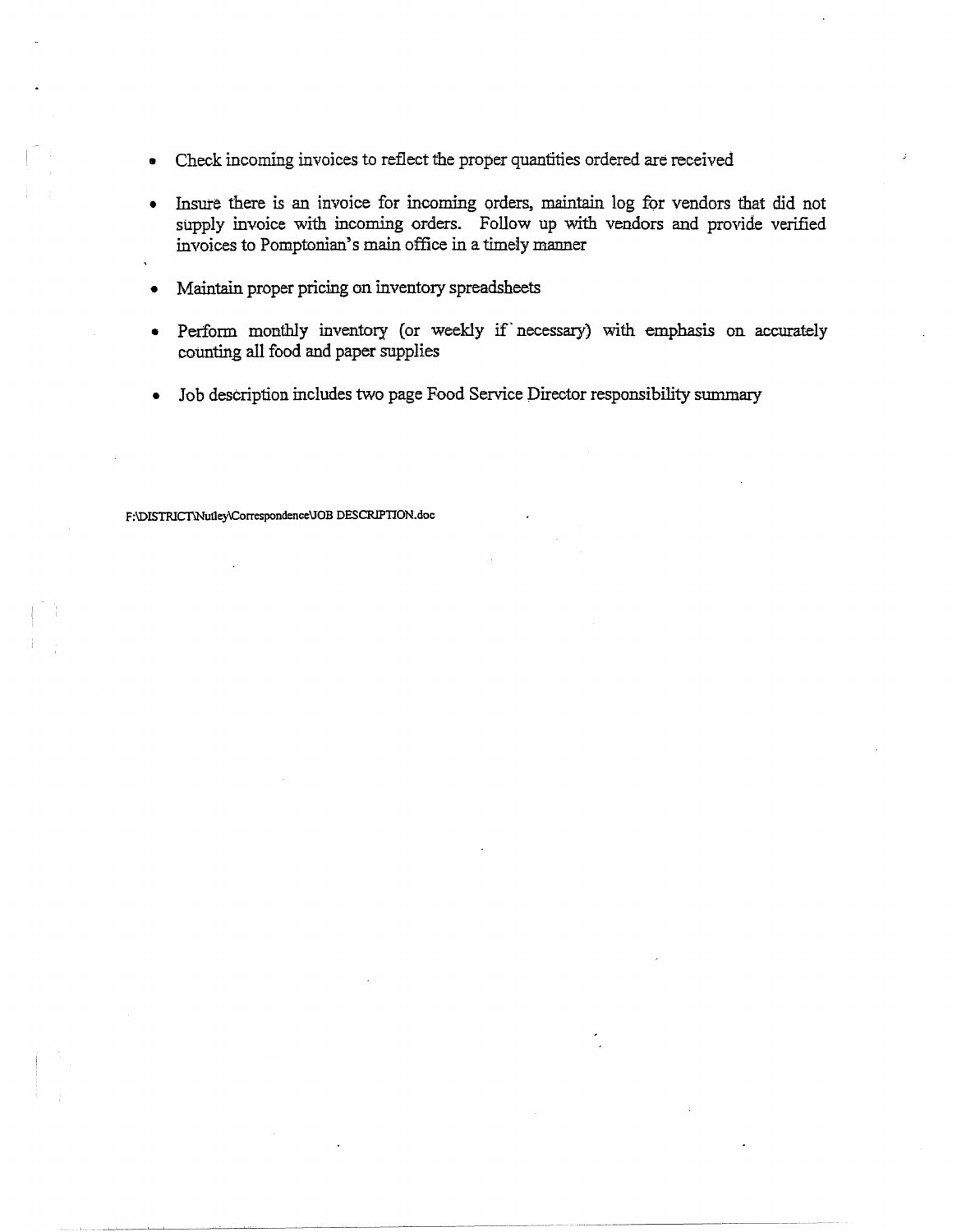- Check incoming invoices to reflect the proper quantities ordered are received
- Insure there is an invoice for incoming orders, maintain log for vendors that did not supply invoice with incoming orders. Follow up with vendors and provide verified invoices to Pomptonian's main office in a timely manner
- Maintain proper pricing on inventory spreadsheets
- Perform monthly inventory (or weekly if necessary) with emphasis on accurately counting all food and paper supplies
- Job description includes two page Food Service Director responsibility summary

F:\DISTRICT\Nutley\Correspondence\JOB DESCRIPTION.doc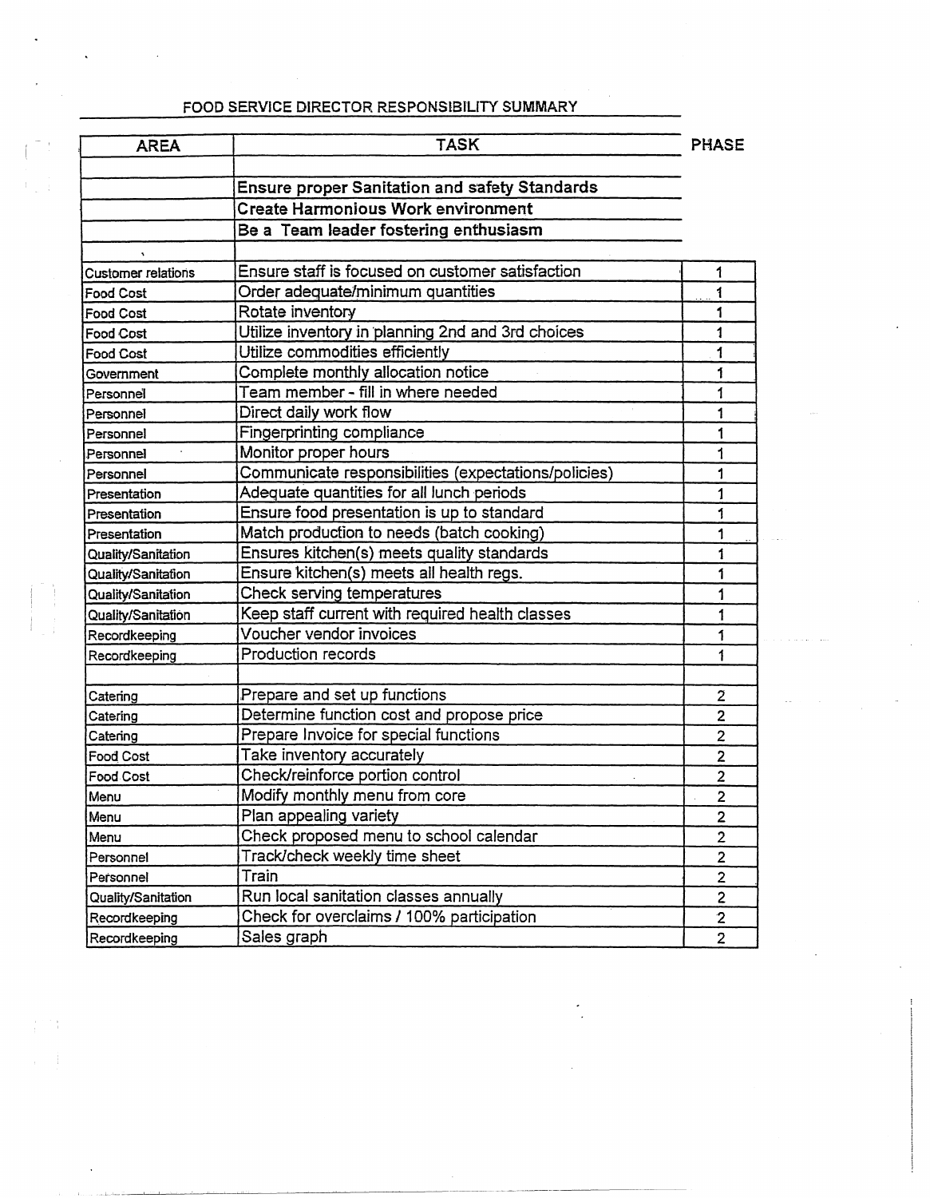## FOOD SERVICE DIRECTOR RESPONSIBILITY SUMMARY

| AREA | TASK | PHASE |
|---|---|---|
| | | |
| | **Ensure proper Sanitation and safety Standards** | |
| | **Create Harmonious Work environment** | |
| | **Be a Team leader fostering enthusiasm** | |
| | | |
| Customer relations | Ensure staff is focused on customer satisfaction | 1 |
| Food Cost | Order adequate/minimum quantities | 1 |
| Food Cost | Rotate inventory | 1 |
| Food Cost | Utilize inventory in planning 2nd and 3rd choices | 1 |
| Food Cost | Utilize commodities efficiently | 1 |
| Government | Complete monthly allocation notice | 1 |
| Personnel | Team member - fill in where needed | 1 |
| Personnel | Direct daily work flow | 1 |
| Personnel | Fingerprinting compliance | 1 |
| Personnel | Monitor proper hours | 1 |
| Personnel | Communicate responsibilities (expectations/policies) | 1 |
| Presentation | Adequate quantities for all lunch periods | 1 |
| Presentation | Ensure food presentation is up to standard | 1 |
| Presentation | Match production to needs (batch cooking) | 1 |
| Quality/Sanitation | Ensures kitchen(s) meets quality standards | 1 |
| Quality/Sanitation | Ensure kitchen(s) meets all health regs. | 1 |
| Quality/Sanitation | Check serving temperatures | 1 |
| Quality/Sanitation | Keep staff current with required health classes | 1 |
| Recordkeeping | Voucher vendor invoices | 1 |
| Recordkeeping | Production records | 1 |
| | | |
| Catering | Prepare and set up functions | 2 |
| Catering | Determine function cost and propose price | 2 |
| Catering | Prepare Invoice for special functions | 2 |
| Food Cost | Take inventory accurately | 2 |
| Food Cost | Check/reinforce portion control | 2 |
| Menu | Modify monthly menu from core | 2 |
| Menu | Plan appealing variety | 2 |
| Menu | Check proposed menu to school calendar | 2 |
| Personnel | Track/check weekly time sheet | 2 |
| Personnel | Train | 2 |
| Quality/Sanitation | Run local sanitation classes annually | 2 |
| Recordkeeping | Check for overclaims / 100% participation | 2 |
| Recordkeeping | Sales graph | 2 |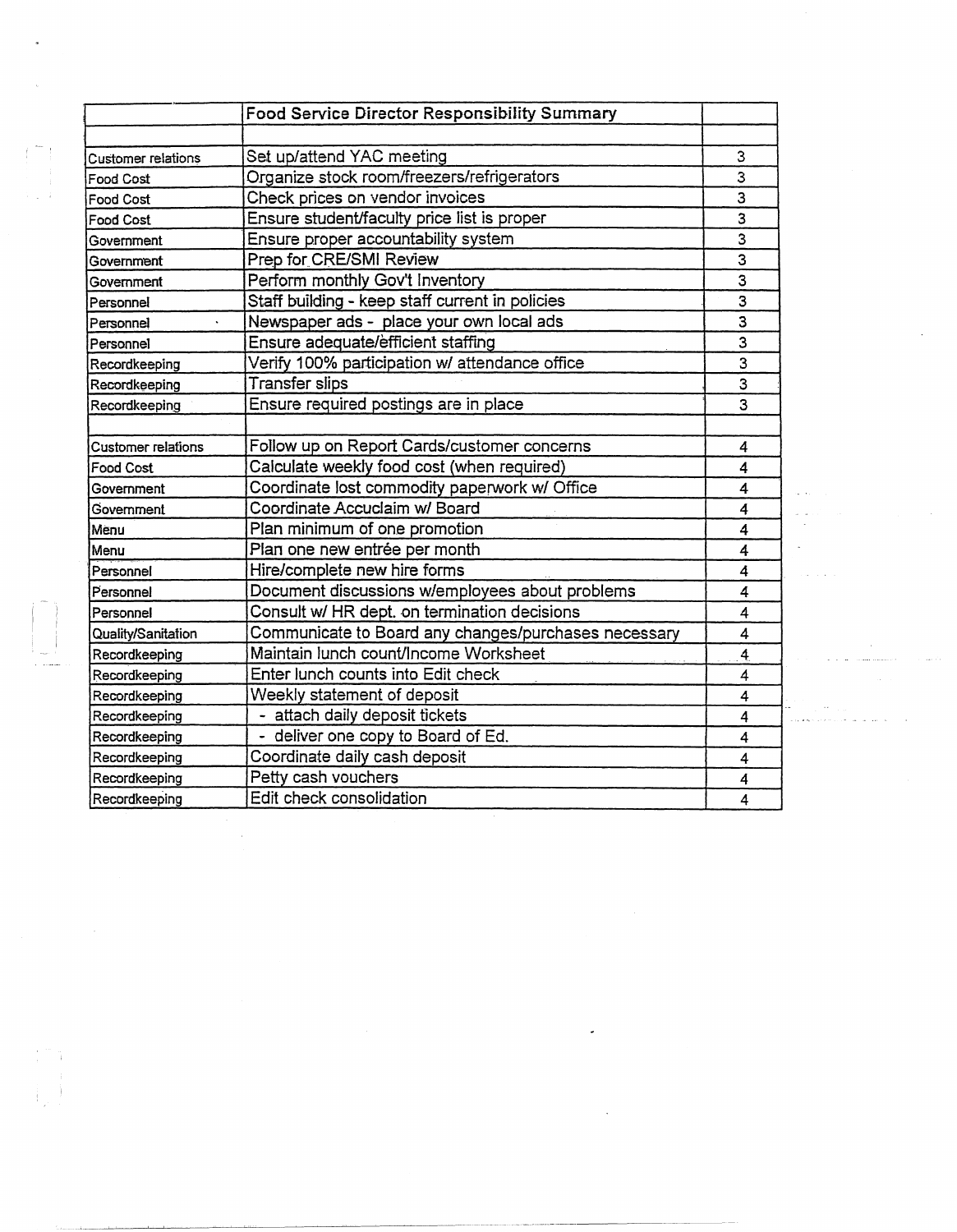| | Food Service Director Responsibility Summary | |
|---|---|---|
| | | |
| Customer relations | Set up/attend YAC meeting | 3 |
| Food Cost | Organize stock room/freezers/refrigerators | 3 |
| Food Cost | Check prices on vendor invoices | 3 |
| Food Cost | Ensure student/faculty price list is proper | 3 |
| Government | Ensure proper accountability system | 3 |
| Government | Prep for CRE/SMI Review | 3 |
| Government | Perform monthly Gov't Inventory | 3 |
| Personnel | Staff building - keep staff current in policies | 3 |
| Personnel | Newspaper ads - place your own local ads | 3 |
| Personnel | Ensure adequate/efficient staffing | 3 |
| Recordkeeping | Verify 100% participation w/ attendance office | 3 |
| Recordkeeping | Transfer slips | 3 |
| Recordkeeping | Ensure required postings are in place | 3 |
| | | |
| Customer relations | Follow up on Report Cards/customer concerns | 4 |
| Food Cost | Calculate weekly food cost (when required) | 4 |
| Government | Coordinate lost commodity paperwork w/ Office | 4 |
| Government | Coordinate Accuclaim w/ Board | 4 |
| Menu | Plan minimum of one promotion | 4 |
| Menu | Plan one new entrée per month | 4 |
| Personnel | Hire/complete new hire forms | 4 |
| Personnel | Document discussions w/employees about problems | 4 |
| Personnel | Consult w/ HR dept. on termination decisions | 4 |
| Quality/Sanitation | Communicate to Board any changes/purchases necessary | 4 |
| Recordkeeping | Maintain lunch count/Income Worksheet | 4 |
| Recordkeeping | Enter lunch counts into Edit check | 4 |
| Recordkeeping | Weekly statement of deposit | 4 |
| Recordkeeping | - attach daily deposit tickets | 4 |
| Recordkeeping | - deliver one copy to Board of Ed. | 4 |
| Recordkeeping | Coordinate daily cash deposit | 4 |
| Recordkeeping | Petty cash vouchers | 4 |
| Recordkeeping | Edit check consolidation | 4 |